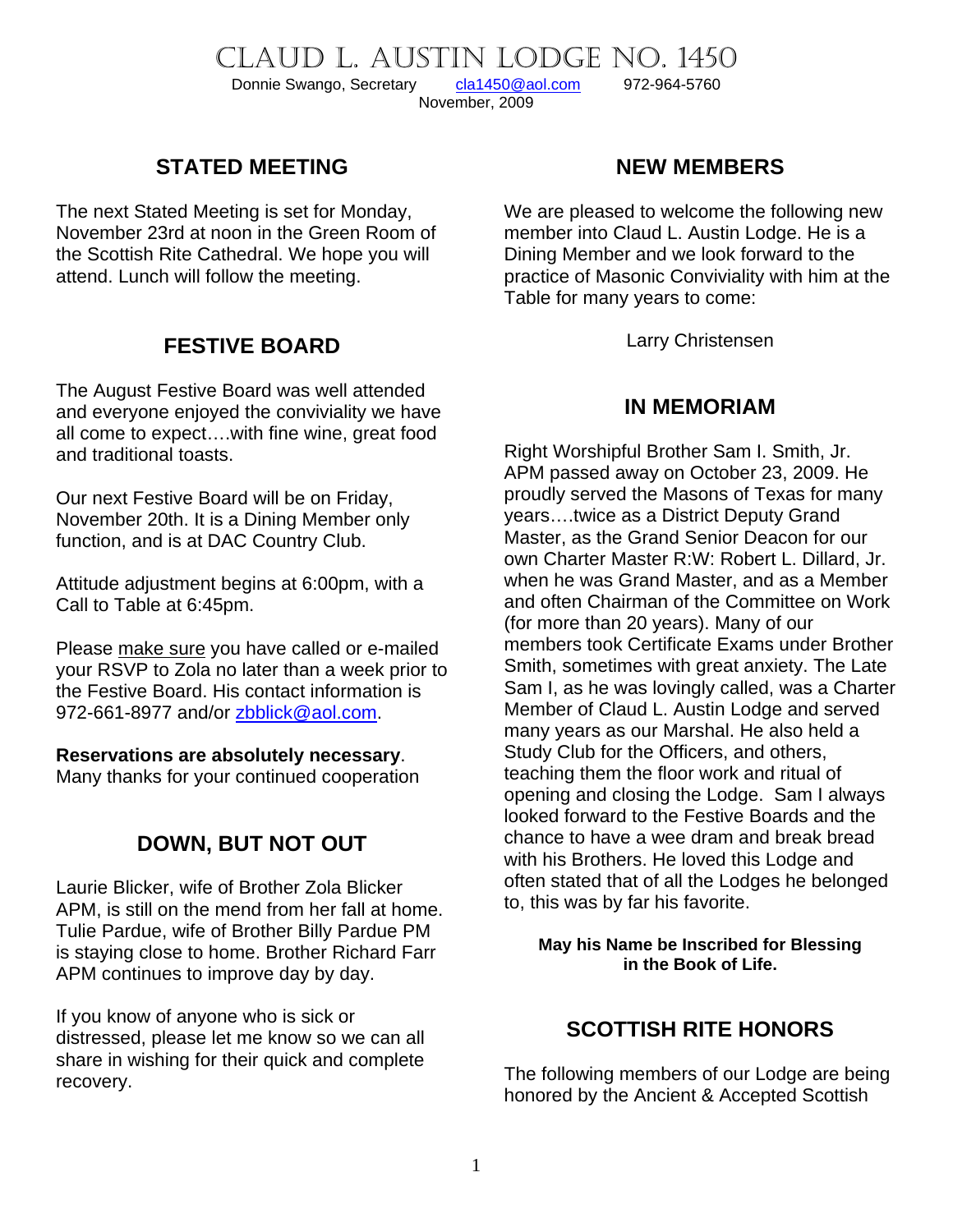# CLAUD L. AUSTIN LODGE NO. 1450

Donnie Swango, Secretary cla1450@aol.com 972-964-5760

November, 2009

## STATED MEETING

The next Stated Meeting is set for Monday, November 23rd at noon in the Green Room of the Scottish Rite Cathedral. We hope you will attend. Lunch will follow the meeting.

## FESTIVE BOARD

The August Festive Board was well attended and everyone enjoyed the conviviality we have all come to expect….with fine wine, great food and traditional toasts.

Our next Festive Board will be on Friday, November 20th. It is a Dining Member only function, and is at DAC Country Club.

Attitude adjustment begins at 6:00pm, with a Call to Table at 6:45pm.

Please make sure you have called or e-mailed your RSVP to Zola no later than a week prior to the Festive Board. His contact information is 972-661-8977 and/or zbblick@aol.com.

**Reservations are absolutely necessary**. Many thanks for your continued cooperation

## DOWN, BUT NOT OUT

Laurie Blicker, wife of Brother Zola Blicker APM, is still on the mend from her fall at home. Tulie Pardue, wife of Brother Billy Pardue PM is staying close to home. Brother Richard Farr APM continues to improve day by day.

If you know of anyone who is sick or distressed, please let me know so we can all share in wishing for their quick and complete recovery.

## NEW MEMBERS

We are pleased to welcome the following new member into Claud L. Austin Lodge. He is a Dining Member and we look forward to the practice of Masonic Conviviality with him at the Table for many years to come:

Larry Christensen

## IN MEMORIAM

Right Worshipful Brother Sam I. Smith, Jr. APM passed away on October 23, 2009. He proudly served the Masons of Texas for many years….twice as a District Deputy Grand Master, as the Grand Senior Deacon for our own Charter Master R:W: Robert L. Dillard, Jr. when he was Grand Master, and as a Member and often Chairman of the Committee on Work (for more than 20 years). Many of our members took Certificate Exams under Brother Smith, sometimes with great anxiety. The Late Sam I, as he was lovingly called, was a Charter Member of Claud L. Austin Lodge and served many years as our Marshal. He also held a Study Club for the Officers, and others, teaching them the floor work and ritual of opening and closing the Lodge. Sam I always looked forward to the Festive Boards and the chance to have a wee dram and break bread with his Brothers. He loved this Lodge and often stated that of all the Lodges he belonged to, this was by far his favorite.

**May his Name be Inscribed for Blessing in the Book of Life.**

## SCOTTISH RITE HONORS

The following members of our Lodge are being honored by the Ancient & Accepted Scottish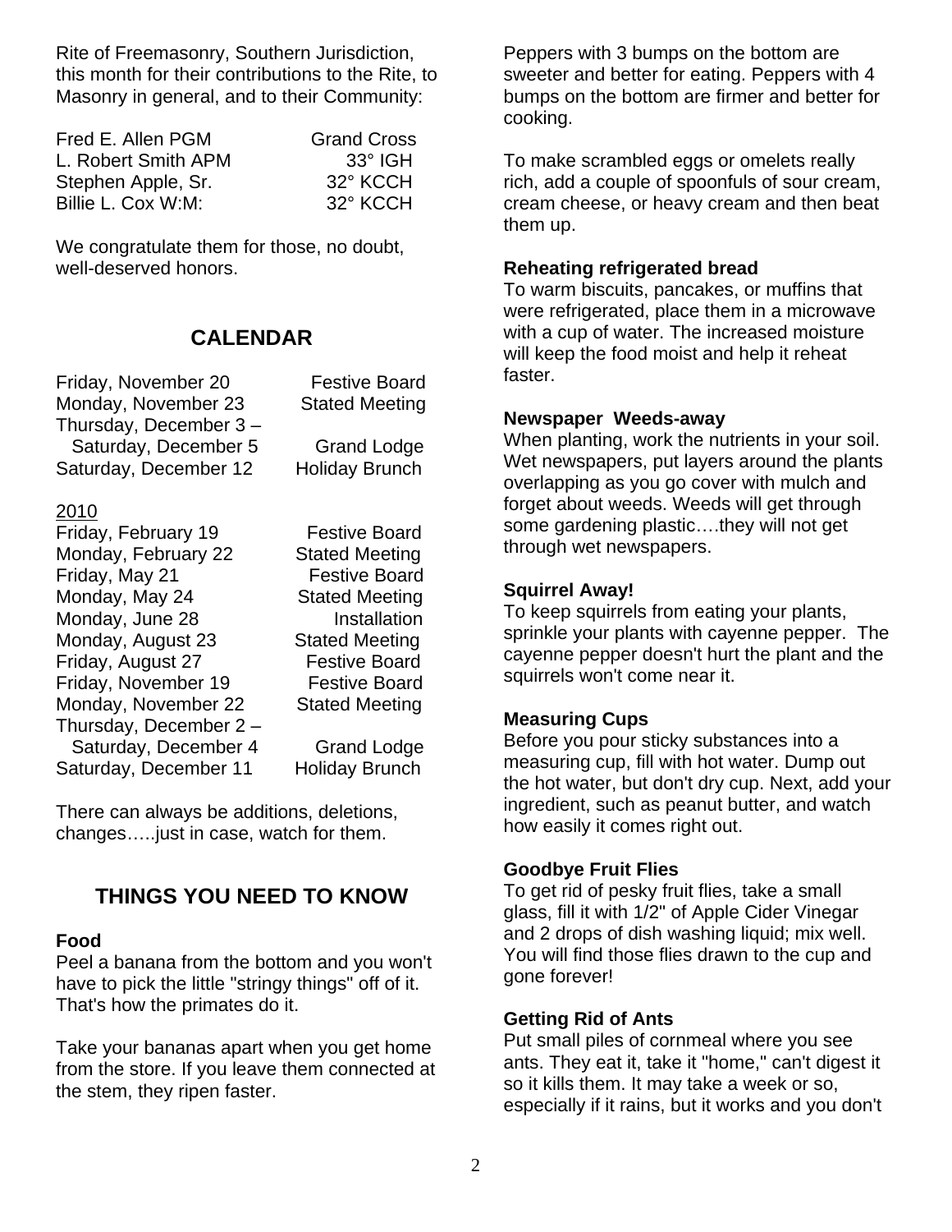Rite of Freemasonry, Southern Jurisdiction, this month for their contributions to the Rite, to Masonry in general, and to their Community:

| | |
|---|---|
| Fred E. Allen PGM | Grand Cross |
| L. Robert Smith APM | 33° IGH |
| Stephen Apple, Sr. | 32° KCCH |
| Billie L. Cox W:M: | 32° KCCH |

We congratulate them for those, no doubt, well-deserved honors.

## CALENDAR

| | |
|---|---|
| Friday, November 20 | Festive Board |
| Monday, November 23 | Stated Meeting |
| Thursday, December 3 – Saturday, December 5 | Grand Lodge |
| Saturday, December 12 | Holiday Brunch |

2010

| | |
|---|---|
| Friday, February 19 | Festive Board |
| Monday, February 22 | Stated Meeting |
| Friday, May 21 | Festive Board |
| Monday, May 24 | Stated Meeting |
| Monday, June 28 | Installation |
| Monday, August 23 | Stated Meeting |
| Friday, August 27 | Festive Board |
| Friday, November 19 | Festive Board |
| Monday, November 22 | Stated Meeting |
| Thursday, December 2 – Saturday, December 4 | Grand Lodge |
| Saturday, December 11 | Holiday Brunch |

There can always be additions, deletions, changes…..just in case, watch for them.

## THINGS YOU NEED TO KNOW

### Food

Peel a banana from the bottom and you won't have to pick the little "stringy things" off of it. That's how the primates do it.

Take your bananas apart when you get home from the store. If you leave them connected at the stem, they ripen faster.

Peppers with 3 bumps on the bottom are sweeter and better for eating. Peppers with 4 bumps on the bottom are firmer and better for cooking.

To make scrambled eggs or omelets really rich, add a couple of spoonfuls of sour cream, cream cheese, or heavy cream and then beat them up.

**Reheating refrigerated bread**

To warm biscuits, pancakes, or muffins that were refrigerated, place them in a microwave with a cup of water. The increased moisture will keep the food moist and help it reheat faster.

**Newspaper Weeds-away**

When planting, work the nutrients in your soil. Wet newspapers, put layers around the plants overlapping as you go cover with mulch and forget about weeds. Weeds will get through some gardening plastic….they will not get through wet newspapers.

**Squirrel Away!**

To keep squirrels from eating your plants, sprinkle your plants with cayenne pepper. The cayenne pepper doesn't hurt the plant and the squirrels won't come near it.

**Measuring Cups**

Before you pour sticky substances into a measuring cup, fill with hot water. Dump out the hot water, but don't dry cup. Next, add your ingredient, such as peanut butter, and watch how easily it comes right out.

**Goodbye Fruit Flies**

To get rid of pesky fruit flies, take a small glass, fill it with 1/2" of Apple Cider Vinegar and 2 drops of dish washing liquid; mix well. You will find those flies drawn to the cup and gone forever!

**Getting Rid of Ants**

Put small piles of cornmeal where you see ants. They eat it, take it "home," can't digest it so it kills them. It may take a week or so, especially if it rains, but it works and you don't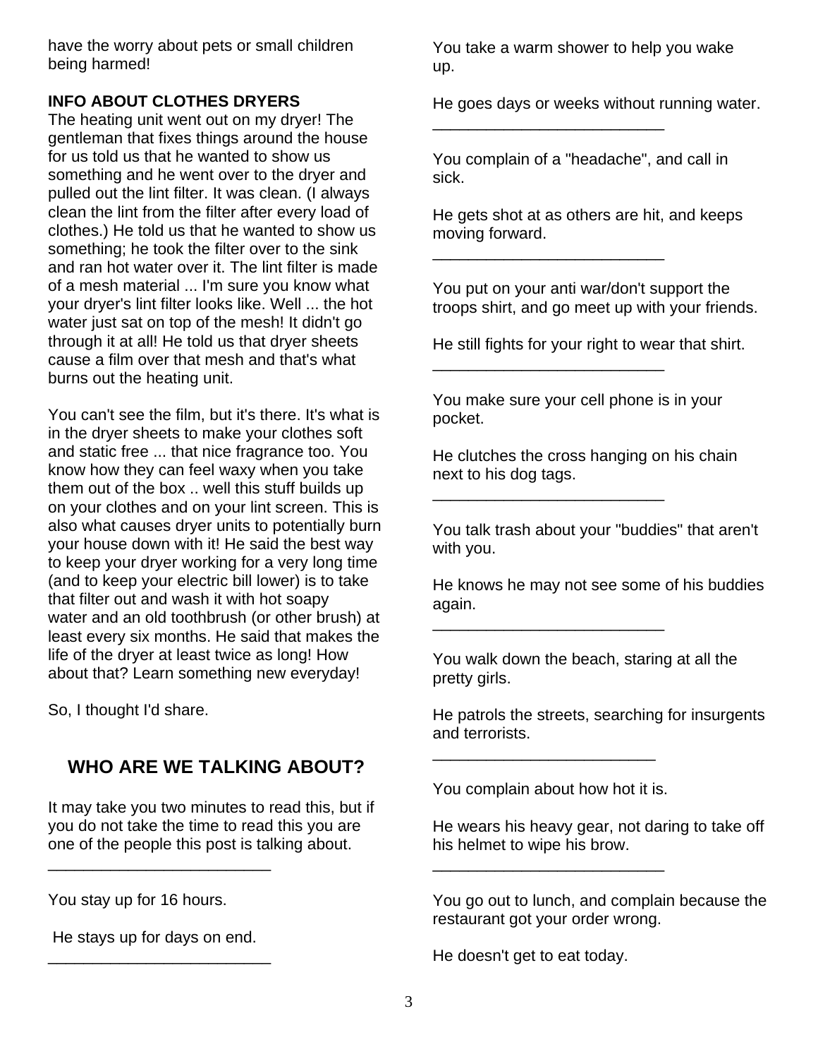have the worry about pets or small children being harmed!

**INFO ABOUT CLOTHES DRYERS**

The heating unit went out on my dryer! The gentleman that fixes things around the house for us told us that he wanted to show us something and he went over to the dryer and pulled out the lint filter. It was clean. (I always clean the lint from the filter after every load of clothes.) He told us that he wanted to show us something; he took the filter over to the sink and ran hot water over it. The lint filter is made of a mesh material ... I'm sure you know what your dryer's lint filter looks like. Well ... the hot water just sat on top of the mesh! It didn't go through it at all! He told us that dryer sheets cause a film over that mesh and that's what burns out the heating unit.

You can't see the film, but it's there. It's what is in the dryer sheets to make your clothes soft and static free ... that nice fragrance too. You know how they can feel waxy when you take them out of the box .. well this stuff builds up on your clothes and on your lint screen. This is also what causes dryer units to potentially burn your house down with it! He said the best way to keep your dryer working for a very long time (and to keep your electric bill lower) is to take that filter out and wash it with hot soapy water and an old toothbrush (or other brush) at least every six months. He said that makes the life of the dryer at least twice as long! How about that? Learn something new everyday!

So, I thought I'd share.

## WHO ARE WE TALKING ABOUT?

It may take you two minutes to read this, but if you do not take the time to read this you are one of the people this post is talking about.

---

You stay up for 16 hours.

He stays up for days on end.

---

You take a warm shower to help you wake up.

He goes days or weeks without running water.

---

You complain of a "headache", and call in sick.

He gets shot at as others are hit, and keeps moving forward.

---

You put on your anti war/don't support the troops shirt, and go meet up with your friends.

He still fights for your right to wear that shirt.

---

You make sure your cell phone is in your pocket.

He clutches the cross hanging on his chain next to his dog tags.

---

You talk trash about your "buddies" that aren't with you.

He knows he may not see some of his buddies again.

---

You walk down the beach, staring at all the pretty girls.

He patrols the streets, searching for insurgents and terrorists.

---

You complain about how hot it is.

He wears his heavy gear, not daring to take off his helmet to wipe his brow.

---

You go out to lunch, and complain because the restaurant got your order wrong.

He doesn't get to eat today.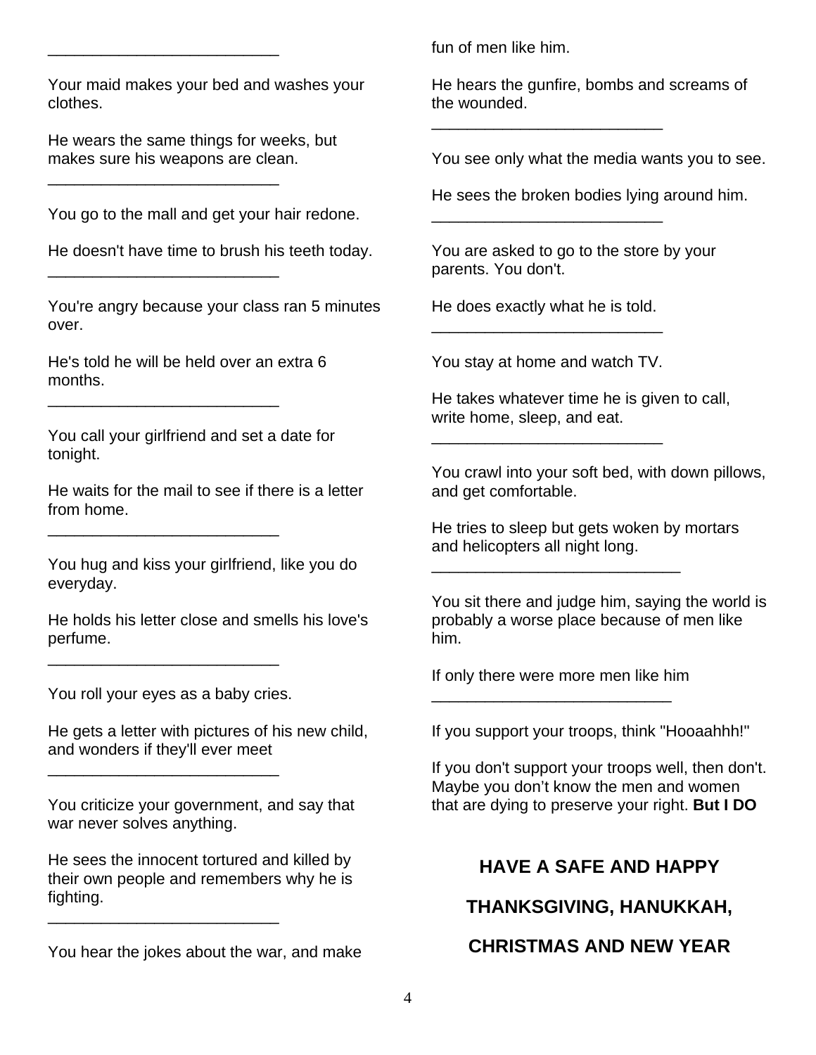---

Your maid makes your bed and washes your clothes.

He wears the same things for weeks, but makes sure his weapons are clean.

---

You go to the mall and get your hair redone.

He doesn't have time to brush his teeth today.

---

You're angry because your class ran 5 minutes over.

He's told he will be held over an extra 6 months.

---

You call your girlfriend and set a date for tonight.

He waits for the mail to see if there is a letter from home.

---

You hug and kiss your girlfriend, like you do everyday.

He holds his letter close and smells his love's perfume.

---

You roll your eyes as a baby cries.

He gets a letter with pictures of his new child, and wonders if they'll ever meet

---

You criticize your government, and say that war never solves anything.

He sees the innocent tortured and killed by their own people and remembers why he is fighting.

---

You hear the jokes about the war, and make fun of men like him.

He hears the gunfire, bombs and screams of the wounded.

---

You see only what the media wants you to see.

He sees the broken bodies lying around him.

---

You are asked to go to the store by your parents. You don't.

He does exactly what he is told.

---

You stay at home and watch TV.

He takes whatever time he is given to call, write home, sleep, and eat.

---

You crawl into your soft bed, with down pillows, and get comfortable.

He tries to sleep but gets woken by mortars and helicopters all night long.

---

You sit there and judge him, saying the world is probably a worse place because of men like him.

If only there were more men like him

---

If you support your troops, think "Hooaahhh!"

If you don't support your troops well, then don't. Maybe you don't know the men and women that are dying to preserve your right. **But I DO**

**HAVE A SAFE AND HAPPY**

**THANKSGIVING, HANUKKAH,**

**CHRISTMAS AND NEW YEAR**